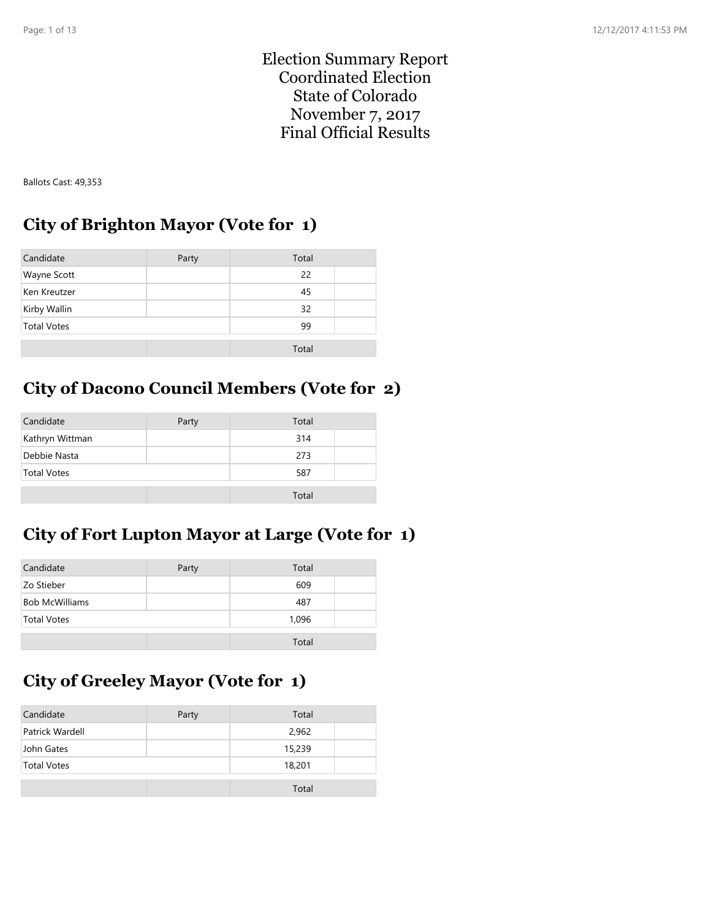# Election Summary Report
# Coordinated Election
# State of Colorado
# November 7, 2017
# Final Official Results

Ballots Cast: 49,353

## City of Brighton Mayor (Vote for 1)

| Candidate | Party | Total | |
|---|---|---|---|
| Wayne Scott | | 22 | |
| Ken Kreutzer | | 45 | |
| Kirby Wallin | | 32 | |
| Total Votes | | 99 | |
| | | Total | |

## City of Dacono Council Members (Vote for 2)

| Candidate | Party | Total | |
|---|---|---|---|
| Kathryn Wittman | | 314 | |
| Debbie Nasta | | 273 | |
| Total Votes | | 587 | |
| | | Total | |

## City of Fort Lupton Mayor at Large (Vote for 1)

| Candidate | Party | Total | |
|---|---|---|---|
| Zo Stieber | | 609 | |
| Bob McWilliams | | 487 | |
| Total Votes | | 1,096 | |
| | | Total | |

## City of Greeley Mayor (Vote for 1)

| Candidate | Party | Total | |
|---|---|---|---|
| Patrick Wardell | | 2,962 | |
| John Gates | | 15,239 | |
| Total Votes | | 18,201 | |
| | | Total | |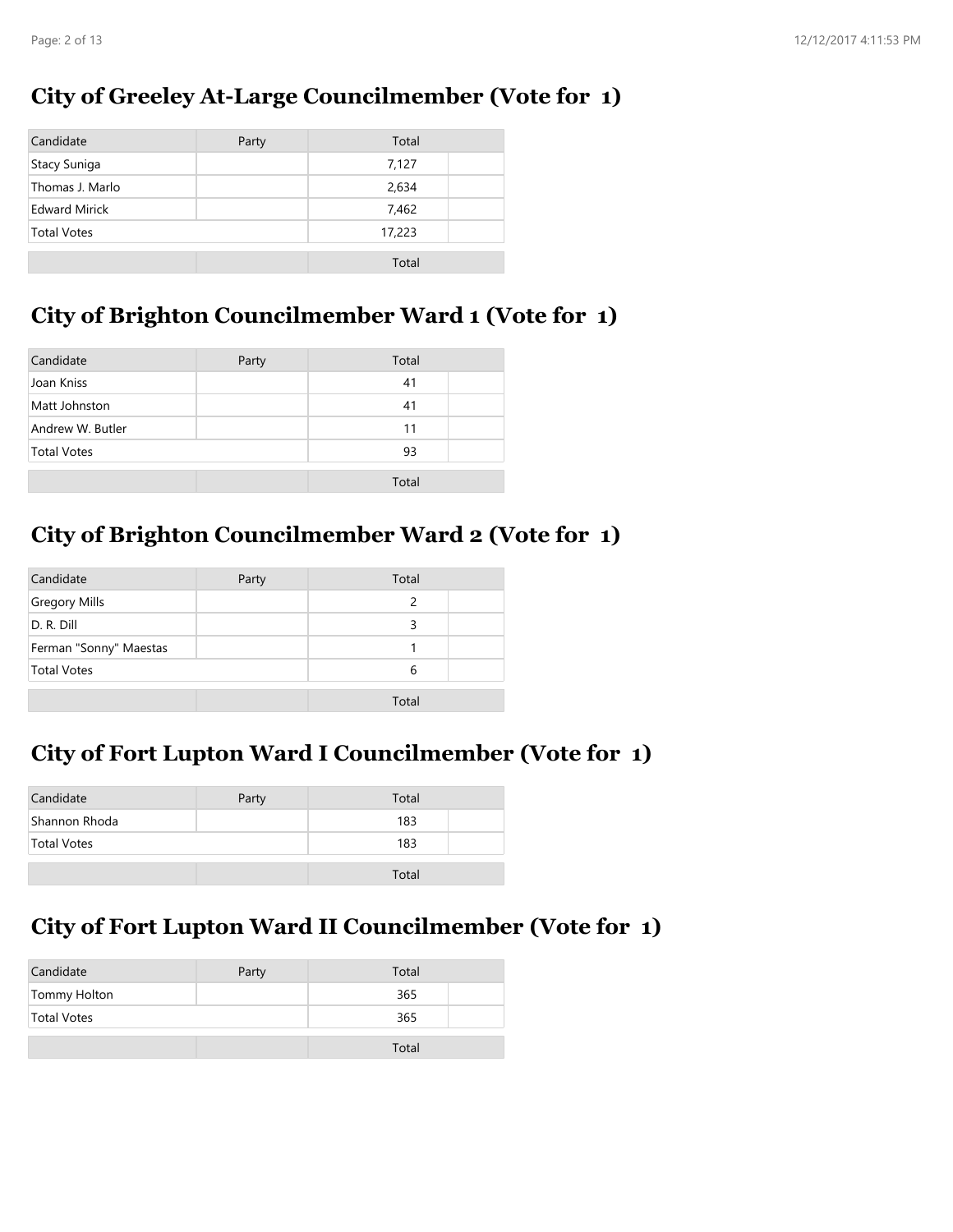## City of Greeley At-Large Councilmember (Vote for 1)

| Candidate | Party | Total | |
|---|---|---|---|
| Stacy Suniga | | 7,127 | |
| Thomas J. Marlo | | 2,634 | |
| Edward Mirick | | 7,462 | |
| Total Votes | | 17,223 | |
| | | Total | |

## City of Brighton Councilmember Ward 1 (Vote for 1)

| Candidate | Party | Total | |
|---|---|---|---|
| Joan Kniss | | 41 | |
| Matt Johnston | | 41 | |
| Andrew W. Butler | | 11 | |
| Total Votes | | 93 | |
| | | Total | |

## City of Brighton Councilmember Ward 2 (Vote for 1)

| Candidate | Party | Total | |
|---|---|---|---|
| Gregory Mills | | 2 | |
| D. R. Dill | | 3 | |
| Ferman "Sonny" Maestas | | 1 | |
| Total Votes | | 6 | |
| | | Total | |

## City of Fort Lupton Ward I Councilmember (Vote for 1)

| Candidate | Party | Total | |
|---|---|---|---|
| Shannon Rhoda | | 183 | |
| Total Votes | | 183 | |
| | | Total | |

## City of Fort Lupton Ward II Councilmember (Vote for 1)

| Candidate | Party | Total | |
|---|---|---|---|
| Tommy Holton | | 365 | |
| Total Votes | | 365 | |
| | | Total | |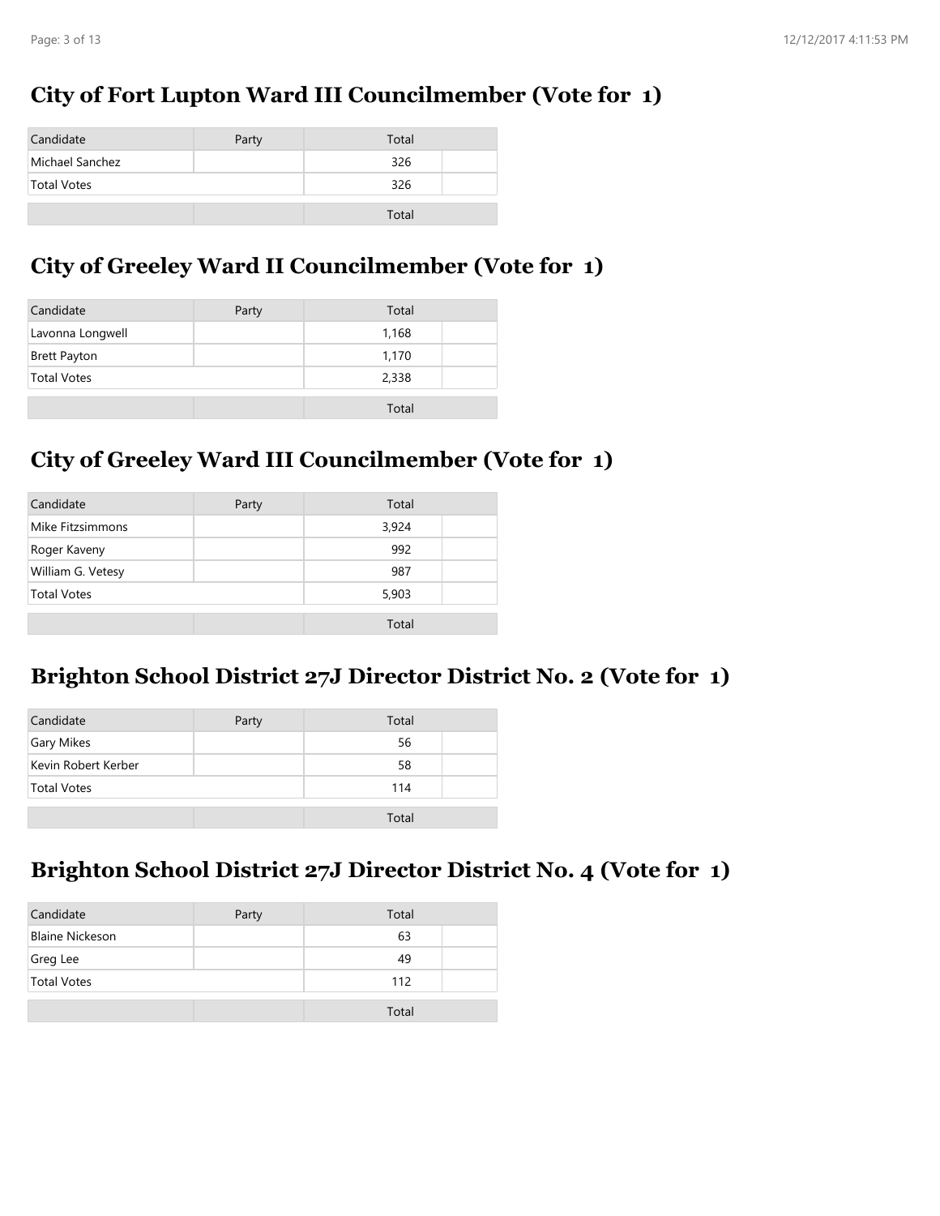## City of Fort Lupton Ward III Councilmember (Vote for 1)

| Candidate | Party | Total | |
|---|---|---|---|
| Michael Sanchez | | 326 | |
| Total Votes | | 326 | |
| | | Total | |

## City of Greeley Ward II Councilmember (Vote for 1)

| Candidate | Party | Total | |
|---|---|---|---|
| Lavonna Longwell | | 1,168 | |
| Brett Payton | | 1,170 | |
| Total Votes | | 2,338 | |
| | | Total | |

## City of Greeley Ward III Councilmember (Vote for 1)

| Candidate | Party | Total | |
|---|---|---|---|
| Mike Fitzsimmons | | 3,924 | |
| Roger Kaveny | | 992 | |
| William G. Vetesy | | 987 | |
| Total Votes | | 5,903 | |
| | | Total | |

## Brighton School District 27J Director District No. 2 (Vote for 1)

| Candidate | Party | Total | |
|---|---|---|---|
| Gary Mikes | | 56 | |
| Kevin Robert Kerber | | 58 | |
| Total Votes | | 114 | |
| | | Total | |

## Brighton School District 27J Director District No. 4 (Vote for 1)

| Candidate | Party | Total | |
|---|---|---|---|
| Blaine Nickeson | | 63 | |
| Greg Lee | | 49 | |
| Total Votes | | 112 | |
| | | Total | |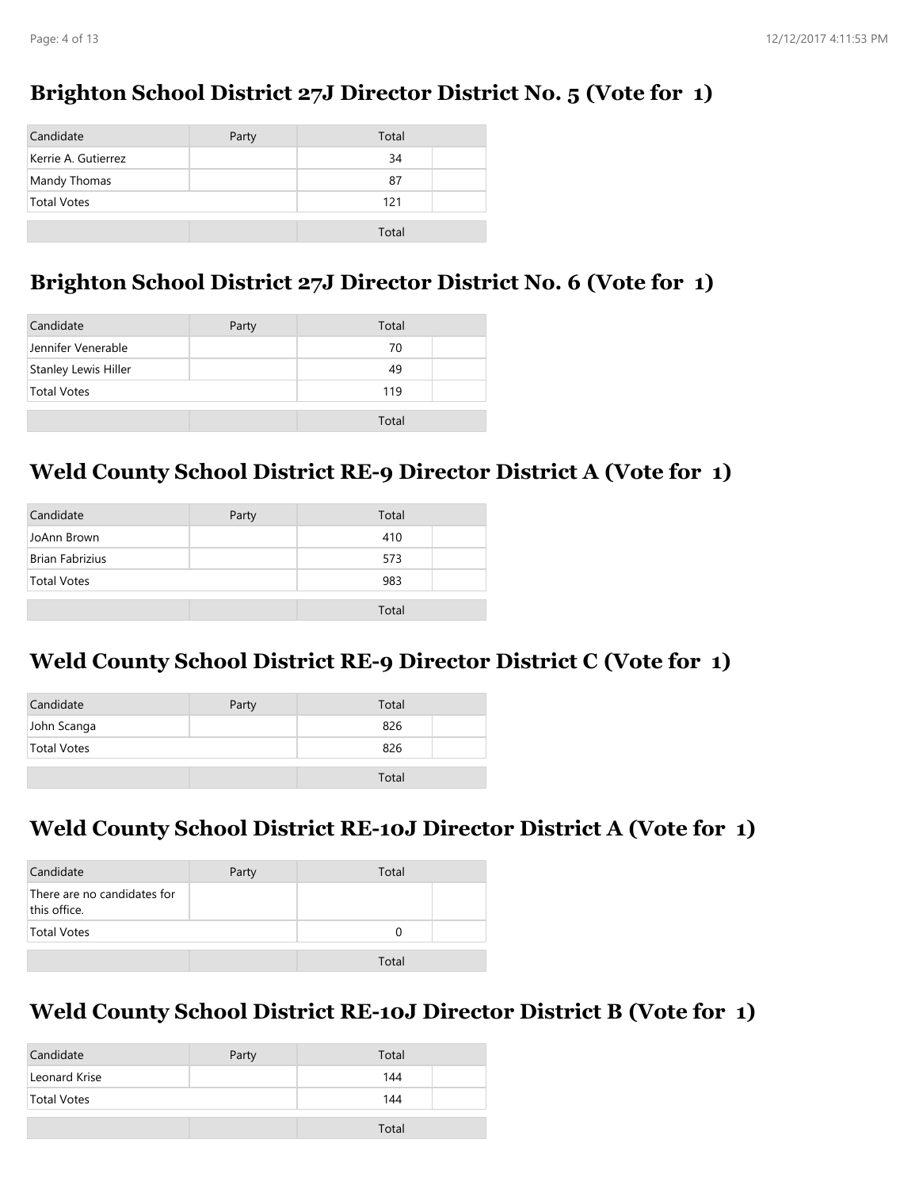## Brighton School District 27J Director District No. 5 (Vote for 1)

| Candidate | Party | Total | |
|---|---|---|---|
| Kerrie A. Gutierrez | | 34 | |
| Mandy Thomas | | 87 | |
| Total Votes | | 121 | |
| | | Total | |

## Brighton School District 27J Director District No. 6 (Vote for 1)

| Candidate | Party | Total | |
|---|---|---|---|
| Jennifer Venerable | | 70 | |
| Stanley Lewis Hiller | | 49 | |
| Total Votes | | 119 | |
| | | Total | |

## Weld County School District RE-9 Director District A (Vote for 1)

| Candidate | Party | Total | |
|---|---|---|---|
| JoAnn Brown | | 410 | |
| Brian Fabrizius | | 573 | |
| Total Votes | | 983 | |
| | | Total | |

## Weld County School District RE-9 Director District C (Vote for 1)

| Candidate | Party | Total | |
|---|---|---|---|
| John Scanga | | 826 | |
| Total Votes | | 826 | |
| | | Total | |

## Weld County School District RE-10J Director District A (Vote for 1)

| Candidate | Party | Total | |
|---|---|---|---|
| There are no candidates for this office. | | | |
| Total Votes | | 0 | |
| | | Total | |

## Weld County School District RE-10J Director District B (Vote for 1)

| Candidate | Party | Total | |
|---|---|---|---|
| Leonard Krise | | 144 | |
| Total Votes | | 144 | |
| | | Total | |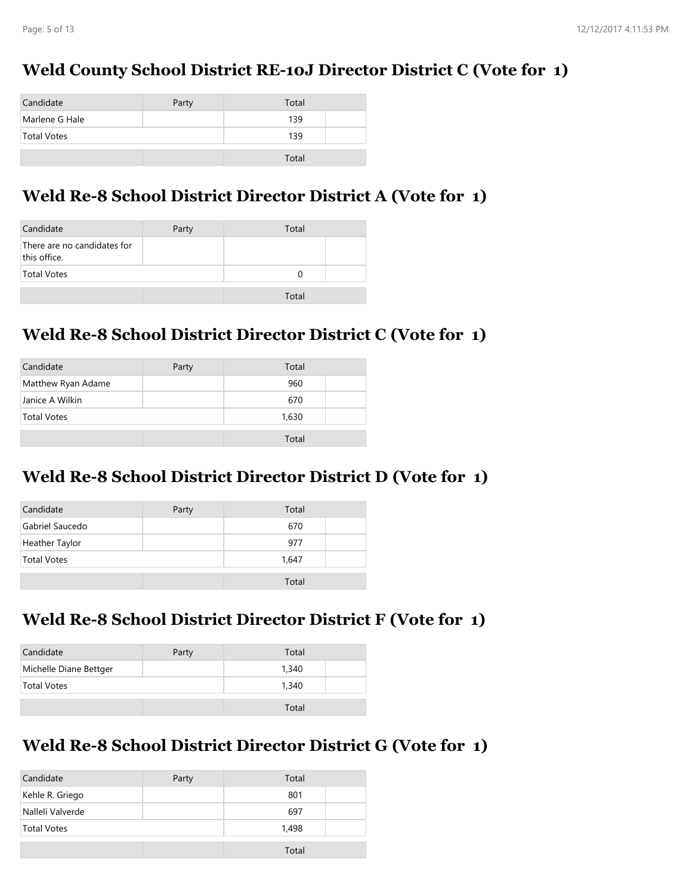## Weld County School District RE-10J Director District C (Vote for 1)

| Candidate | Party | Total | |
|---|---|---|---|
| Marlene G Hale | | 139 | |
| Total Votes | | 139 | |
| | | Total | |

## Weld Re-8 School District Director District A (Vote for 1)

| Candidate | Party | Total | |
|---|---|---|---|
| There are no candidates for this office. | | | |
| Total Votes | | 0 | |
| | | Total | |

## Weld Re-8 School District Director District C (Vote for 1)

| Candidate | Party | Total | |
|---|---|---|---|
| Matthew Ryan Adame | | 960 | |
| Janice A Wilkin | | 670 | |
| Total Votes | | 1,630 | |
| | | Total | |

## Weld Re-8 School District Director District D (Vote for 1)

| Candidate | Party | Total | |
|---|---|---|---|
| Gabriel Saucedo | | 670 | |
| Heather Taylor | | 977 | |
| Total Votes | | 1,647 | |
| | | Total | |

## Weld Re-8 School District Director District F (Vote for 1)

| Candidate | Party | Total | |
|---|---|---|---|
| Michelle Diane Bettger | | 1,340 | |
| Total Votes | | 1,340 | |
| | | Total | |

## Weld Re-8 School District Director District G (Vote for 1)

| Candidate | Party | Total | |
|---|---|---|---|
| Kehle R. Griego | | 801 | |
| Nalleli Valverde | | 697 | |
| Total Votes | | 1,498 | |
| | | Total | |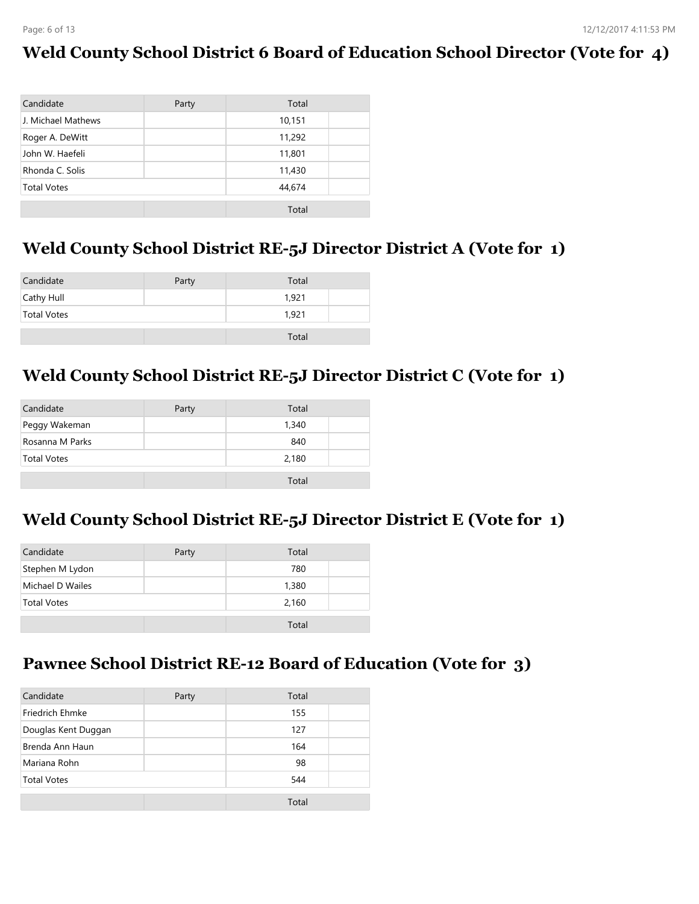## Weld County School District 6 Board of Education School Director (Vote for 4)

| Candidate | Party | Total |
|---|---|---|
| J. Michael Mathews | | 10,151 |
| Roger A. DeWitt | | 11,292 |
| John W. Haefeli | | 11,801 |
| Rhonda C. Solis | | 11,430 |
| Total Votes | | 44,674 |
| | | Total |

## Weld County School District RE-5J Director District A (Vote for 1)

| Candidate | Party | Total |
|---|---|---|
| Cathy Hull | | 1,921 |
| Total Votes | | 1,921 |
| | | Total |

## Weld County School District RE-5J Director District C (Vote for 1)

| Candidate | Party | Total |
|---|---|---|
| Peggy Wakeman | | 1,340 |
| Rosanna M Parks | | 840 |
| Total Votes | | 2,180 |
| | | Total |

## Weld County School District RE-5J Director District E (Vote for 1)

| Candidate | Party | Total |
|---|---|---|
| Stephen M Lydon | | 780 |
| Michael D Wailes | | 1,380 |
| Total Votes | | 2,160 |
| | | Total |

## Pawnee School District RE-12 Board of Education (Vote for 3)

| Candidate | Party | Total |
|---|---|---|
| Friedrich Ehmke | | 155 |
| Douglas Kent Duggan | | 127 |
| Brenda Ann Haun | | 164 |
| Mariana Rohn | | 98 |
| Total Votes | | 544 |
| | | Total |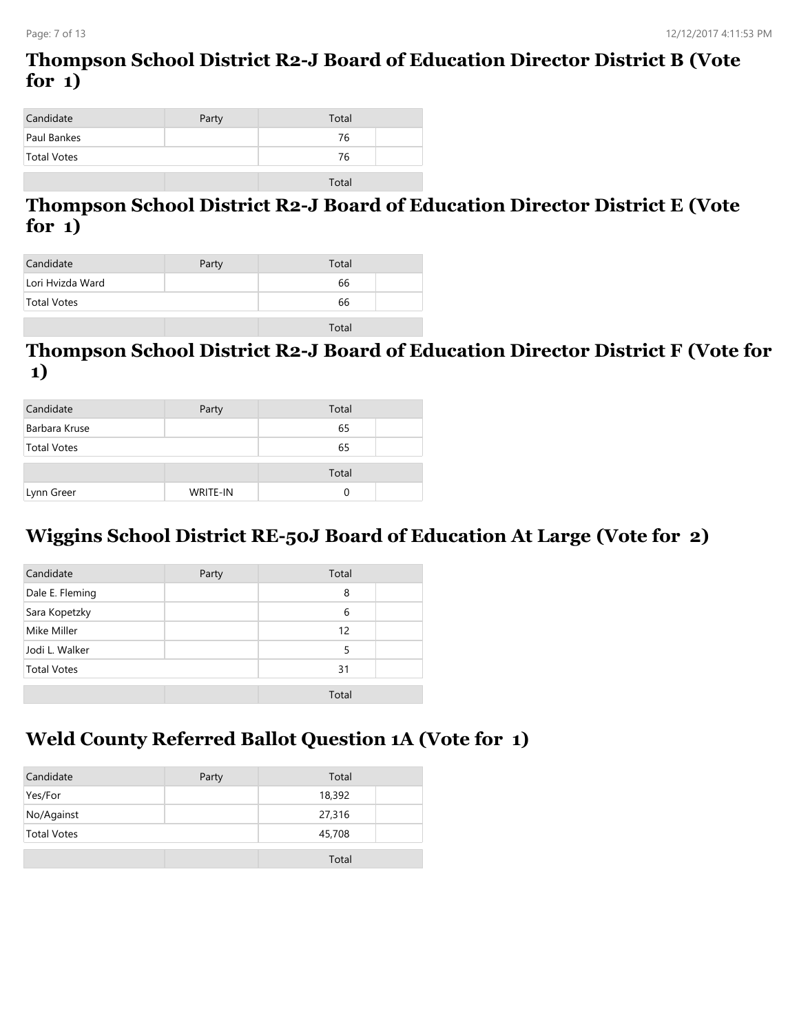## Thompson School District R2-J Board of Education Director District B (Vote for 1)

| Candidate | Party | Total | |
|---|---|---|---|
| Paul Bankes | | 76 | |
| Total Votes | | 76 | |

| | | Total | |
|---|---|---|---|

## Thompson School District R2-J Board of Education Director District E (Vote for 1)

| Candidate | Party | Total | |
|---|---|---|---|
| Lori Hvizda Ward | | 66 | |
| Total Votes | | 66 | |

| | | Total | |
|---|---|---|---|

## Thompson School District R2-J Board of Education Director District F (Vote for 1)

| Candidate | Party | Total | |
|---|---|---|---|
| Barbara Kruse | | 65 | |
| Total Votes | | 65 | |

| | | Total | |
|---|---|---|---|
| Lynn Greer | WRITE-IN | 0 | |

## Wiggins School District RE-50J Board of Education At Large (Vote for 2)

| Candidate | Party | Total | |
|---|---|---|---|
| Dale E. Fleming | | 8 | |
| Sara Kopetzky | | 6 | |
| Mike Miller | | 12 | |
| Jodi L. Walker | | 5 | |
| Total Votes | | 31 | |

| | | Total | |
|---|---|---|---|

## Weld County Referred Ballot Question 1A (Vote for 1)

| Candidate | Party | Total | |
|---|---|---|---|
| Yes/For | | 18,392 | |
| No/Against | | 27,316 | |
| Total Votes | | 45,708 | |

| | | Total | |
|---|---|---|---|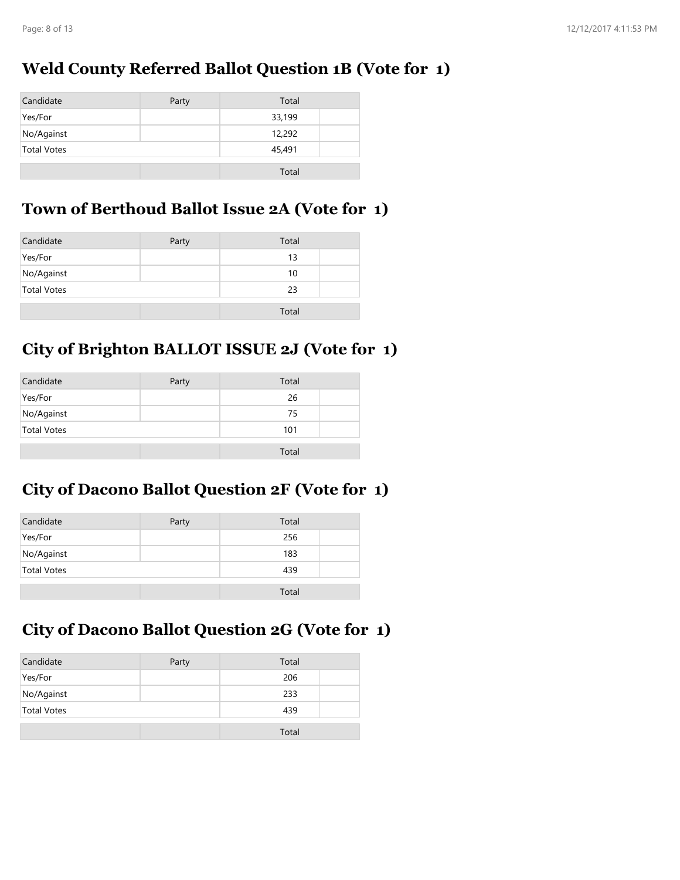## Weld County Referred Ballot Question 1B (Vote for 1)

| Candidate | Party | Total | |
|---|---|---|---|
| Yes/For | | 33,199 | |
| No/Against | | 12,292 | |
| Total Votes | | 45,491 | |
| | | Total | |

## Town of Berthoud Ballot Issue 2A (Vote for 1)

| Candidate | Party | Total | |
|---|---|---|---|
| Yes/For | | 13 | |
| No/Against | | 10 | |
| Total Votes | | 23 | |
| | | Total | |

## City of Brighton BALLOT ISSUE 2J (Vote for 1)

| Candidate | Party | Total | |
|---|---|---|---|
| Yes/For | | 26 | |
| No/Against | | 75 | |
| Total Votes | | 101 | |
| | | Total | |

## City of Dacono Ballot Question 2F (Vote for 1)

| Candidate | Party | Total | |
|---|---|---|---|
| Yes/For | | 256 | |
| No/Against | | 183 | |
| Total Votes | | 439 | |
| | | Total | |

## City of Dacono Ballot Question 2G (Vote for 1)

| Candidate | Party | Total | |
|---|---|---|---|
| Yes/For | | 206 | |
| No/Against | | 233 | |
| Total Votes | | 439 | |
| | | Total | |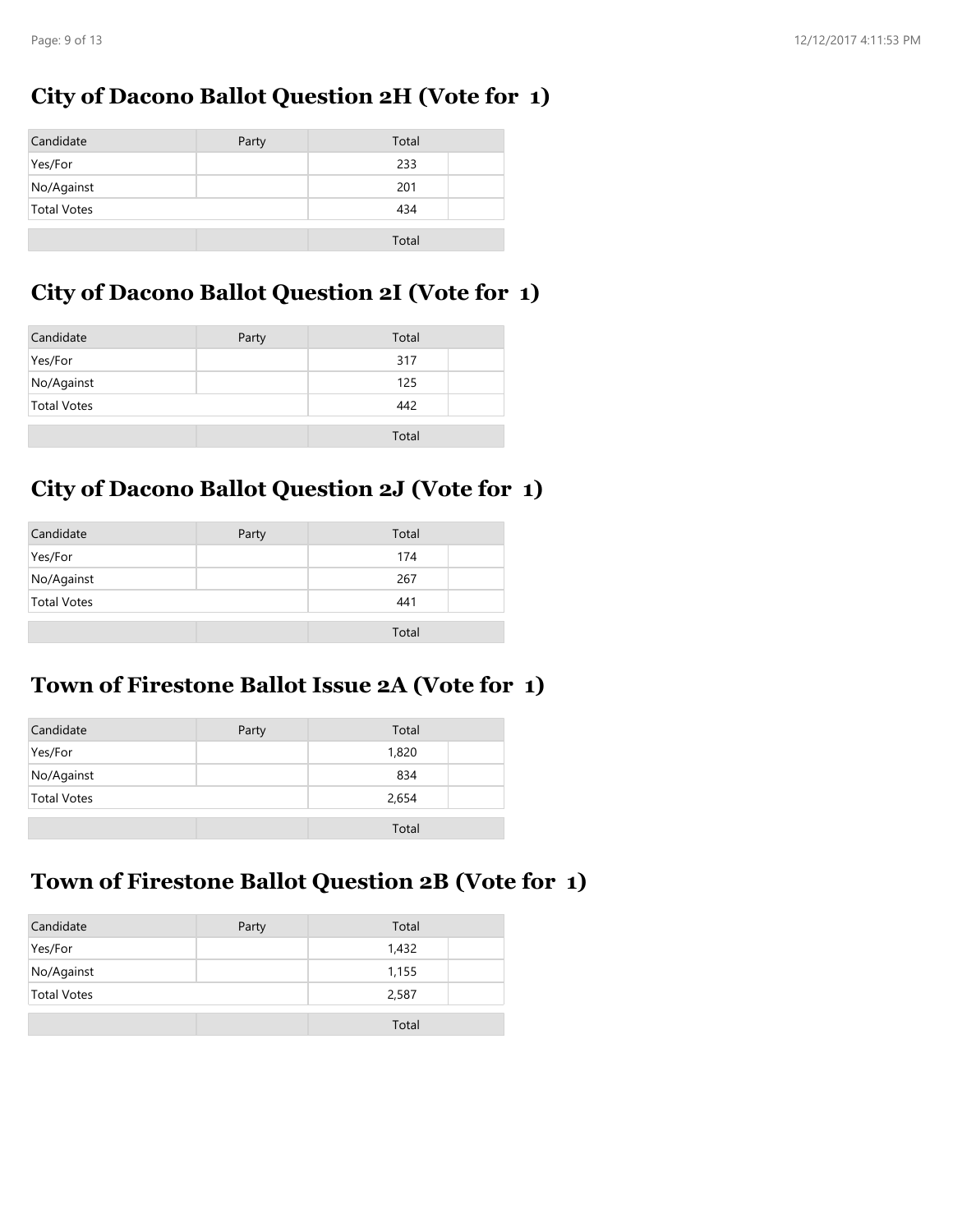## City of Dacono Ballot Question 2H (Vote for 1)

| Candidate | Party | Total |  |
| --- | --- | --- | --- |
| Yes/For | | 233 | |
| No/Against | | 201 | |
| Total Votes | | 434 | |
| | | Total | |

## City of Dacono Ballot Question 2I (Vote for 1)

| Candidate | Party | Total |  |
| --- | --- | --- | --- |
| Yes/For | | 317 | |
| No/Against | | 125 | |
| Total Votes | | 442 | |
| | | Total | |

## City of Dacono Ballot Question 2J (Vote for 1)

| Candidate | Party | Total |  |
| --- | --- | --- | --- |
| Yes/For | | 174 | |
| No/Against | | 267 | |
| Total Votes | | 441 | |
| | | Total | |

## Town of Firestone Ballot Issue 2A (Vote for 1)

| Candidate | Party | Total |  |
| --- | --- | --- | --- |
| Yes/For | | 1,820 | |
| No/Against | | 834 | |
| Total Votes | | 2,654 | |
| | | Total | |

## Town of Firestone Ballot Question 2B (Vote for 1)

| Candidate | Party | Total |  |
| --- | --- | --- | --- |
| Yes/For | | 1,432 | |
| No/Against | | 1,155 | |
| Total Votes | | 2,587 | |
| | | Total | |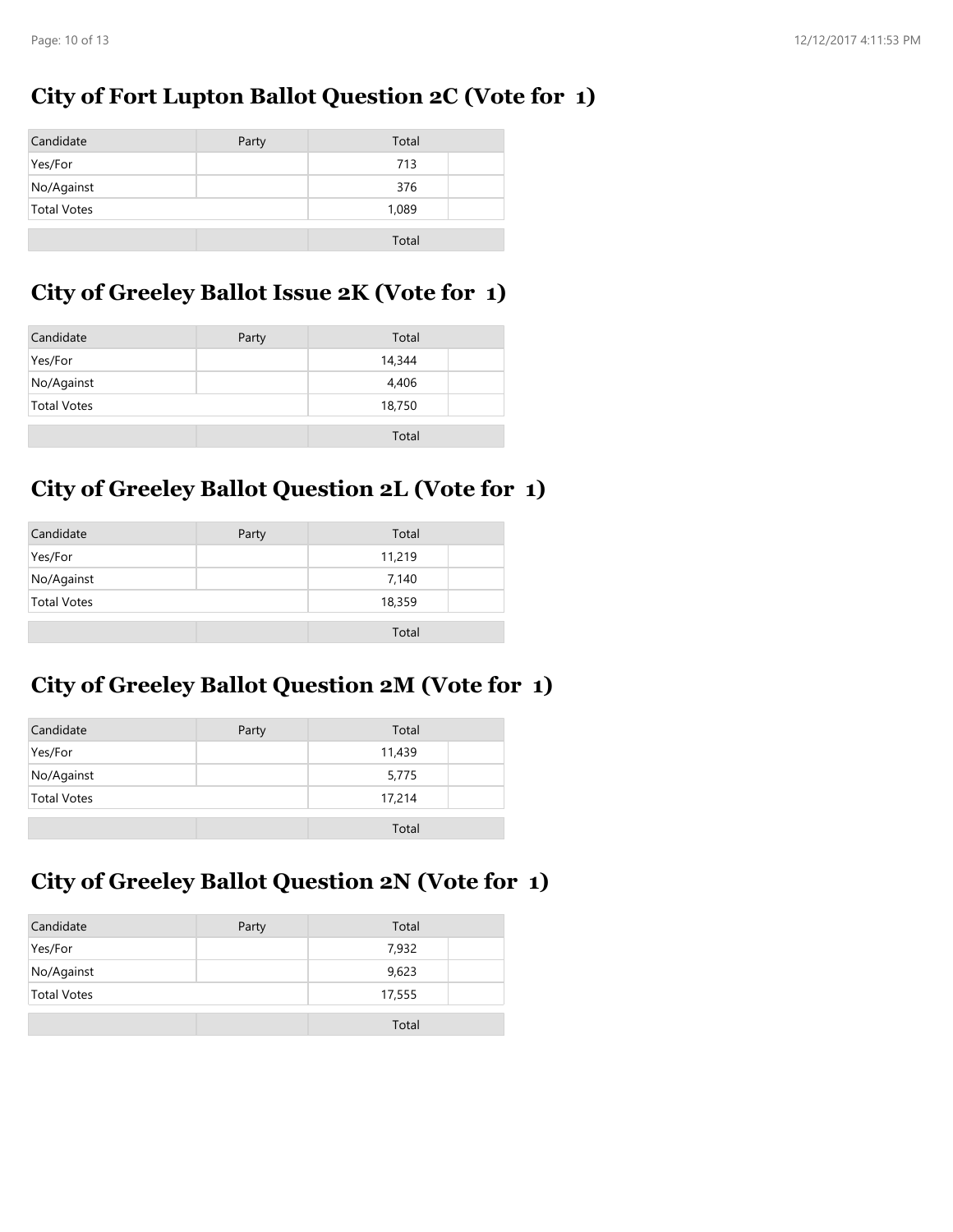## City of Fort Lupton Ballot Question 2C (Vote for 1)

| Candidate | Party | Total | |
|---|---|---|---|
| Yes/For | | 713 | |
| No/Against | | 376 | |
| Total Votes | | 1,089 | |
| | | Total | |

## City of Greeley Ballot Issue 2K (Vote for 1)

| Candidate | Party | Total | |
|---|---|---|---|
| Yes/For | | 14,344 | |
| No/Against | | 4,406 | |
| Total Votes | | 18,750 | |
| | | Total | |

## City of Greeley Ballot Question 2L (Vote for 1)

| Candidate | Party | Total | |
|---|---|---|---|
| Yes/For | | 11,219 | |
| No/Against | | 7,140 | |
| Total Votes | | 18,359 | |
| | | Total | |

## City of Greeley Ballot Question 2M (Vote for 1)

| Candidate | Party | Total | |
|---|---|---|---|
| Yes/For | | 11,439 | |
| No/Against | | 5,775 | |
| Total Votes | | 17,214 | |
| | | Total | |

## City of Greeley Ballot Question 2N (Vote for 1)

| Candidate | Party | Total | |
|---|---|---|---|
| Yes/For | | 7,932 | |
| No/Against | | 9,623 | |
| Total Votes | | 17,555 | |
| | | Total | |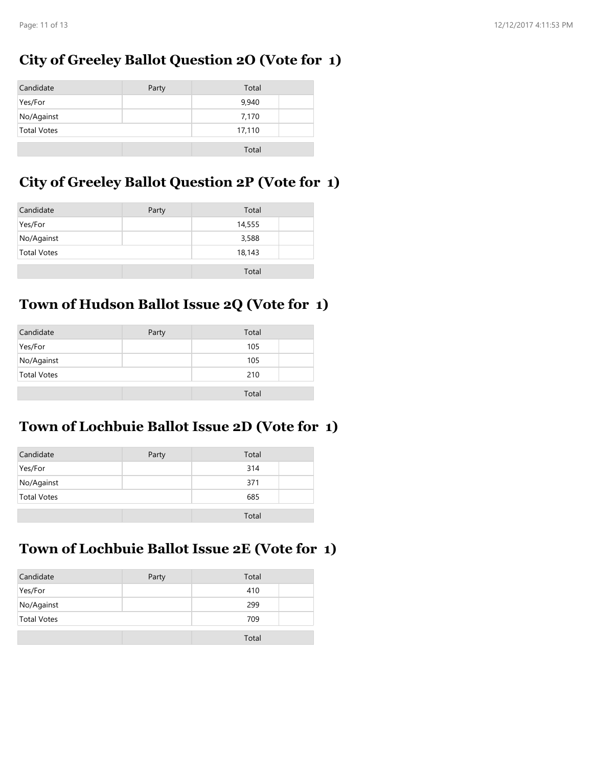## City of Greeley Ballot Question 2O (Vote for 1)

| Candidate | Party | Total | |
|---|---|---|---|
| Yes/For | | 9,940 | |
| No/Against | | 7,170 | |
| Total Votes | | 17,110 | |
| | | Total | |

## City of Greeley Ballot Question 2P (Vote for 1)

| Candidate | Party | Total | |
|---|---|---|---|
| Yes/For | | 14,555 | |
| No/Against | | 3,588 | |
| Total Votes | | 18,143 | |
| | | Total | |

## Town of Hudson Ballot Issue 2Q (Vote for 1)

| Candidate | Party | Total | |
|---|---|---|---|
| Yes/For | | 105 | |
| No/Against | | 105 | |
| Total Votes | | 210 | |
| | | Total | |

## Town of Lochbuie Ballot Issue 2D (Vote for 1)

| Candidate | Party | Total | |
|---|---|---|---|
| Yes/For | | 314 | |
| No/Against | | 371 | |
| Total Votes | | 685 | |
| | | Total | |

## Town of Lochbuie Ballot Issue 2E (Vote for 1)

| Candidate | Party | Total | |
|---|---|---|---|
| Yes/For | | 410 | |
| No/Against | | 299 | |
| Total Votes | | 709 | |
| | | Total | |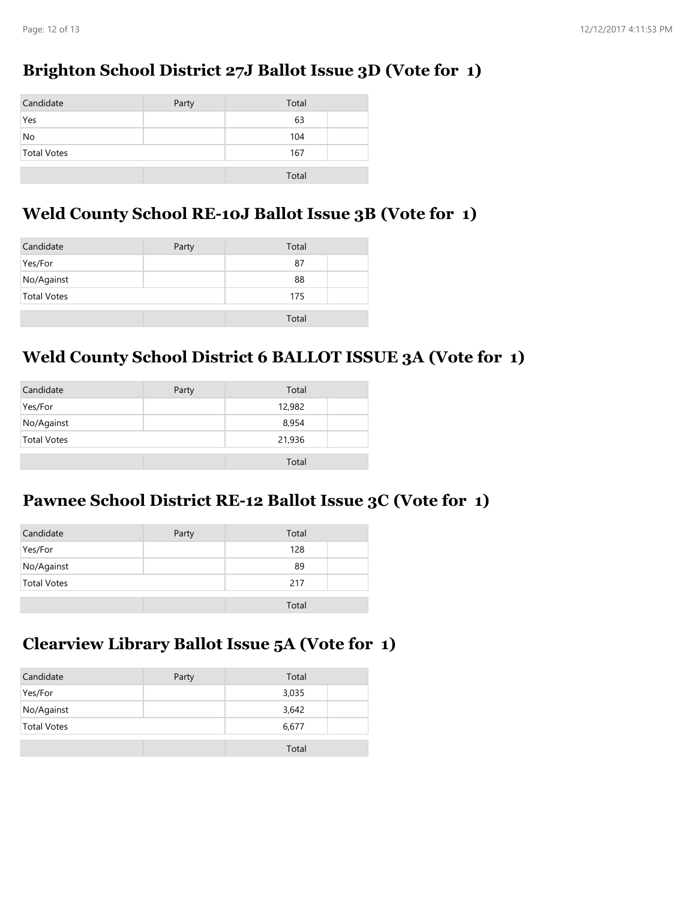## Brighton School District 27J Ballot Issue 3D (Vote for 1)

| Candidate | Party | Total | |
|---|---|---|---|
| Yes | | 63 | |
| No | | 104 | |
| Total Votes | | 167 | |
| | | Total | |

## Weld County School RE-10J Ballot Issue 3B (Vote for 1)

| Candidate | Party | Total | |
|---|---|---|---|
| Yes/For | | 87 | |
| No/Against | | 88 | |
| Total Votes | | 175 | |
| | | Total | |

## Weld County School District 6 BALLOT ISSUE 3A (Vote for 1)

| Candidate | Party | Total | |
|---|---|---|---|
| Yes/For | | 12,982 | |
| No/Against | | 8,954 | |
| Total Votes | | 21,936 | |
| | | Total | |

## Pawnee School District RE-12 Ballot Issue 3C (Vote for 1)

| Candidate | Party | Total | |
|---|---|---|---|
| Yes/For | | 128 | |
| No/Against | | 89 | |
| Total Votes | | 217 | |
| | | Total | |

## Clearview Library Ballot Issue 5A (Vote for 1)

| Candidate | Party | Total | |
|---|---|---|---|
| Yes/For | | 3,035 | |
| No/Against | | 3,642 | |
| Total Votes | | 6,677 | |
| | | Total | |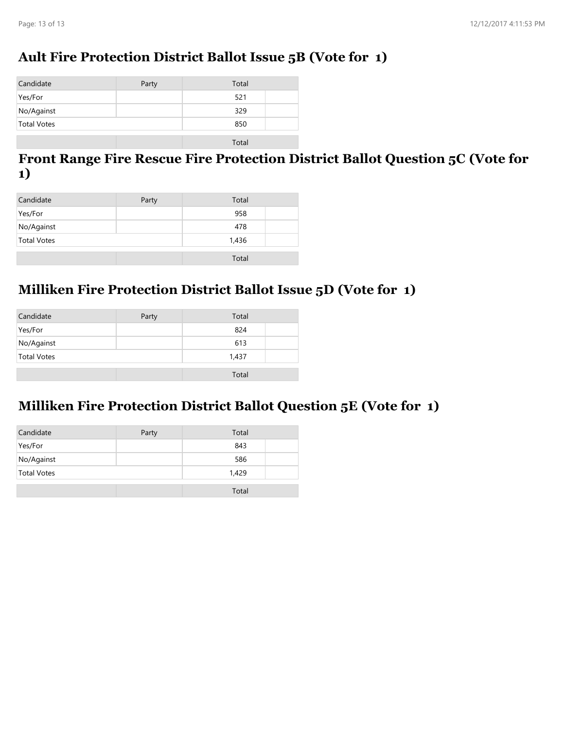## Ault Fire Protection District Ballot Issue 5B (Vote for 1)

| Candidate | Party | Total | |
|---|---|---|---|
| Yes/For | | 521 | |
| No/Against | | 329 | |
| Total Votes | | 850 | |
| | | Total | |

## Front Range Fire Rescue Fire Protection District Ballot Question 5C (Vote for 1)

| Candidate | Party | Total | |
|---|---|---|---|
| Yes/For | | 958 | |
| No/Against | | 478 | |
| Total Votes | | 1,436 | |
| | | Total | |

## Milliken Fire Protection District Ballot Issue 5D (Vote for 1)

| Candidate | Party | Total | |
|---|---|---|---|
| Yes/For | | 824 | |
| No/Against | | 613 | |
| Total Votes | | 1,437 | |
| | | Total | |

## Milliken Fire Protection District Ballot Question 5E (Vote for 1)

| Candidate | Party | Total | |
|---|---|---|---|
| Yes/For | | 843 | |
| No/Against | | 586 | |
| Total Votes | | 1,429 | |
| | | Total | |